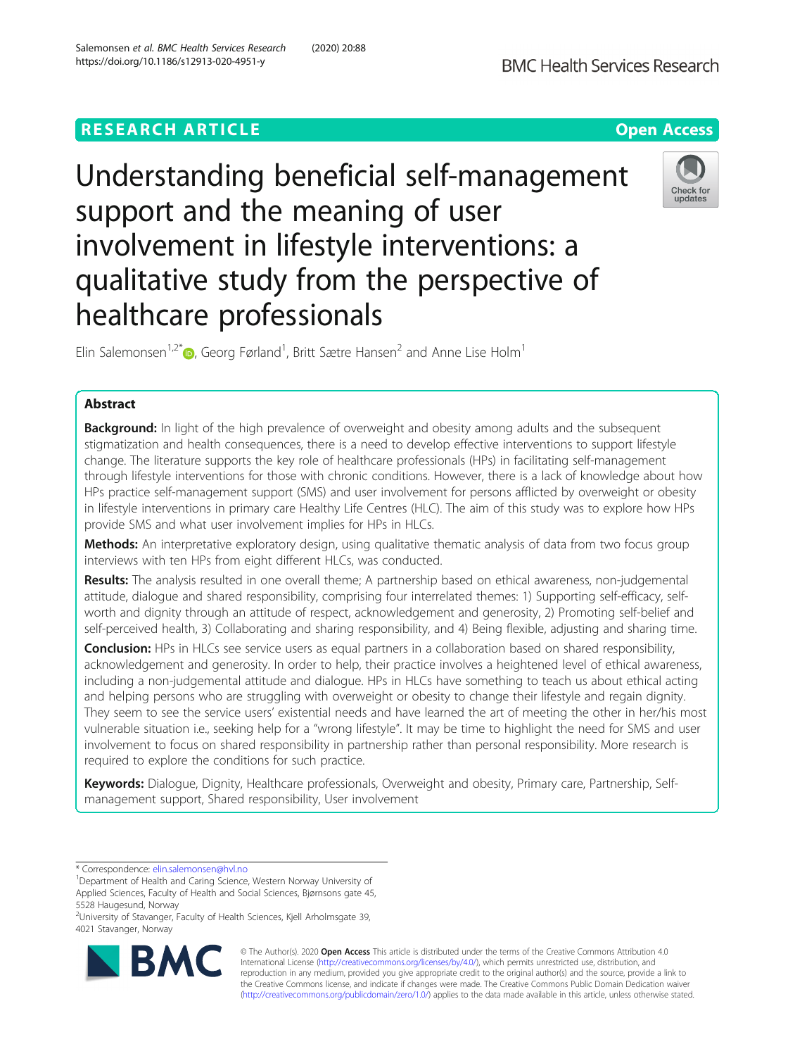RESEARCH ARTICLE

Open Access

# Understanding beneficial self-management support and the meaning of user involvement in lifestyle interventions: a qualitative study from the perspective of healthcare professionals

Elin Salemonsen[1,2*], Georg Førland[1], Britt Sætre Hansen[2] and Anne Lise Holm[1]

## Abstract

**Background:** In light of the high prevalence of overweight and obesity among adults and the subsequent stigmatization and health consequences, there is a need to develop effective interventions to support lifestyle change. The literature supports the key role of healthcare professionals (HPs) in facilitating self-management through lifestyle interventions for those with chronic conditions. However, there is a lack of knowledge about how HPs practice self-management support (SMS) and user involvement for persons afflicted by overweight or obesity in lifestyle interventions in primary care Healthy Life Centres (HLC). The aim of this study was to explore how HPs provide SMS and what user involvement implies for HPs in HLCs.

**Methods:** An interpretative exploratory design, using qualitative thematic analysis of data from two focus group interviews with ten HPs from eight different HLCs, was conducted.

**Results:** The analysis resulted in one overall theme; A partnership based on ethical awareness, non-judgemental attitude, dialogue and shared responsibility, comprising four interrelated themes: 1) Supporting self-efficacy, self-worth and dignity through an attitude of respect, acknowledgement and generosity, 2) Promoting self-belief and self-perceived health, 3) Collaborating and sharing responsibility, and 4) Being flexible, adjusting and sharing time.

**Conclusion:** HPs in HLCs see service users as equal partners in a collaboration based on shared responsibility, acknowledgement and generosity. In order to help, their practice involves a heightened level of ethical awareness, including a non-judgemental attitude and dialogue. HPs in HLCs have something to teach us about ethical acting and helping persons who are struggling with overweight or obesity to change their lifestyle and regain dignity. They seem to see the service users' existential needs and have learned the art of meeting the other in her/his most vulnerable situation i.e., seeking help for a "wrong lifestyle". It may be time to highlight the need for SMS and user involvement to focus on shared responsibility in partnership rather than personal responsibility. More research is required to explore the conditions for such practice.

**Keywords:** Dialogue, Dignity, Healthcare professionals, Overweight and obesity, Primary care, Partnership, Self-management support, Shared responsibility, User involvement

\* Correspondence: elin.salemonsen@hvl.no

[1]Department of Health and Caring Science, Western Norway University of Applied Sciences, Faculty of Health and Social Sciences, Bjørnsons gate 45, 5528 Haugesund, Norway

[2]University of Stavanger, Faculty of Health Sciences, Kjell Arholmsgate 39, 4021 Stavanger, Norway

© The Author(s). 2020 **Open Access** This article is distributed under the terms of the Creative Commons Attribution 4.0 International License (http://creativecommons.org/licenses/by/4.0/), which permits unrestricted use, distribution, and reproduction in any medium, provided you give appropriate credit to the original author(s) and the source, provide a link to the Creative Commons license, and indicate if changes were made. The Creative Commons Public Domain Dedication waiver (http://creativecommons.org/publicdomain/zero/1.0/) applies to the data made available in this article, unless otherwise stated.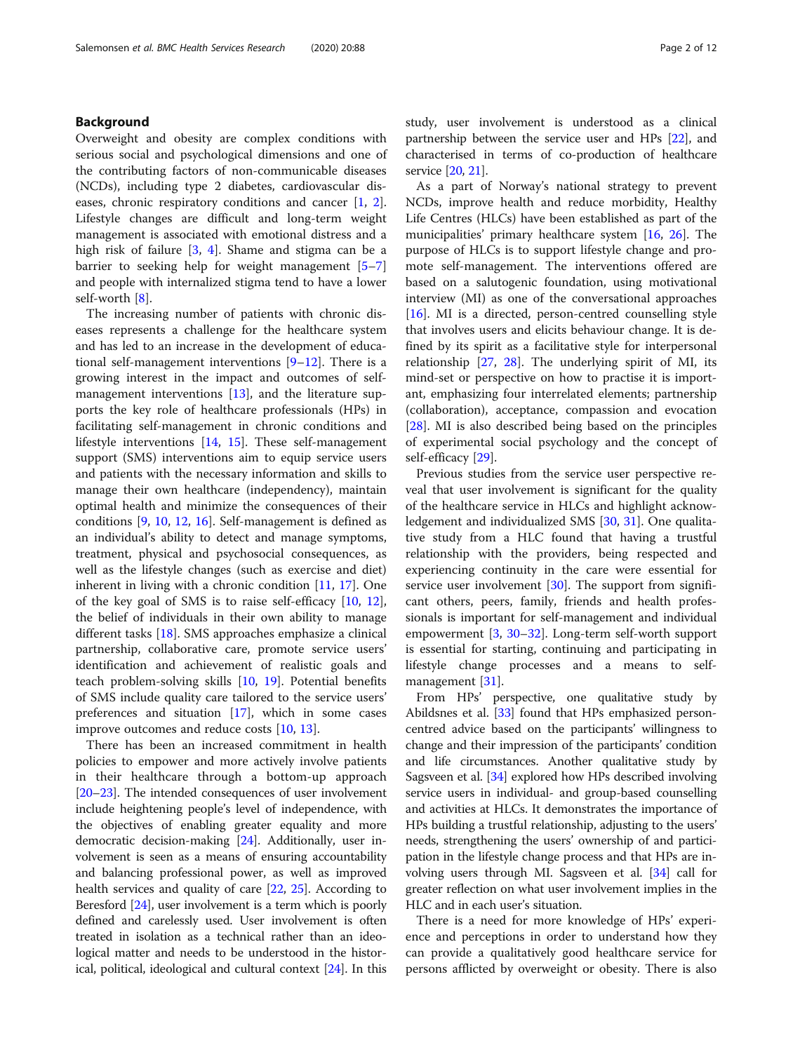## Background

Overweight and obesity are complex conditions with serious social and psychological dimensions and one of the contributing factors of non-communicable diseases (NCDs), including type 2 diabetes, cardiovascular diseases, chronic respiratory conditions and cancer [1, 2]. Lifestyle changes are difficult and long-term weight management is associated with emotional distress and a high risk of failure [3, 4]. Shame and stigma can be a barrier to seeking help for weight management [5–7] and people with internalized stigma tend to have a lower self-worth [8].

The increasing number of patients with chronic diseases represents a challenge for the healthcare system and has led to an increase in the development of educational self-management interventions [9–12]. There is a growing interest in the impact and outcomes of self-management interventions [13], and the literature supports the key role of healthcare professionals (HPs) in facilitating self-management in chronic conditions and lifestyle interventions [14, 15]. These self-management support (SMS) interventions aim to equip service users and patients with the necessary information and skills to manage their own healthcare (independency), maintain optimal health and minimize the consequences of their conditions [9, 10, 12, 16]. Self-management is defined as an individual's ability to detect and manage symptoms, treatment, physical and psychosocial consequences, as well as the lifestyle changes (such as exercise and diet) inherent in living with a chronic condition [11, 17]. One of the key goal of SMS is to raise self-efficacy [10, 12], the belief of individuals in their own ability to manage different tasks [18]. SMS approaches emphasize a clinical partnership, collaborative care, promote service users' identification and achievement of realistic goals and teach problem-solving skills [10, 19]. Potential benefits of SMS include quality care tailored to the service users' preferences and situation [17], which in some cases improve outcomes and reduce costs [10, 13].

There has been an increased commitment in health policies to empower and more actively involve patients in their healthcare through a bottom-up approach [20–23]. The intended consequences of user involvement include heightening people's level of independence, with the objectives of enabling greater equality and more democratic decision-making [24]. Additionally, user involvement is seen as a means of ensuring accountability and balancing professional power, as well as improved health services and quality of care [22, 25]. According to Beresford [24], user involvement is a term which is poorly defined and carelessly used. User involvement is often treated in isolation as a technical rather than an ideological matter and needs to be understood in the historical, political, ideological and cultural context [24]. In this study, user involvement is understood as a clinical partnership between the service user and HPs [22], and characterised in terms of co-production of healthcare service [20, 21].

As a part of Norway's national strategy to prevent NCDs, improve health and reduce morbidity, Healthy Life Centres (HLCs) have been established as part of the municipalities' primary healthcare system [16, 26]. The purpose of HLCs is to support lifestyle change and promote self-management. The interventions offered are based on a salutogenic foundation, using motivational interview (MI) as one of the conversational approaches [16]. MI is a directed, person-centred counselling style that involves users and elicits behaviour change. It is defined by its spirit as a facilitative style for interpersonal relationship [27, 28]. The underlying spirit of MI, its mind-set or perspective on how to practise it is important, emphasizing four interrelated elements; partnership (collaboration), acceptance, compassion and evocation [28]. MI is also described being based on the principles of experimental social psychology and the concept of self-efficacy [29].

Previous studies from the service user perspective reveal that user involvement is significant for the quality of the healthcare service in HLCs and highlight acknowledgement and individualized SMS [30, 31]. One qualitative study from a HLC found that having a trustful relationship with the providers, being respected and experiencing continuity in the care were essential for service user involvement [30]. The support from significant others, peers, family, friends and health professionals is important for self-management and individual empowerment [3, 30–32]. Long-term self-worth support is essential for starting, continuing and participating in lifestyle change processes and a means to self-management [31].

From HPs' perspective, one qualitative study by Abildsnes et al. [33] found that HPs emphasized person-centred advice based on the participants' willingness to change and their impression of the participants' condition and life circumstances. Another qualitative study by Sagsveen et al. [34] explored how HPs described involving service users in individual- and group-based counselling and activities at HLCs. It demonstrates the importance of HPs building a trustful relationship, adjusting to the users' needs, strengthening the users' ownership of and participation in the lifestyle change process and that HPs are involving users through MI. Sagsveen et al. [34] call for greater reflection on what user involvement implies in the HLC and in each user's situation.

There is a need for more knowledge of HPs' experience and perceptions in order to understand how they can provide a qualitatively good healthcare service for persons afflicted by overweight or obesity. There is also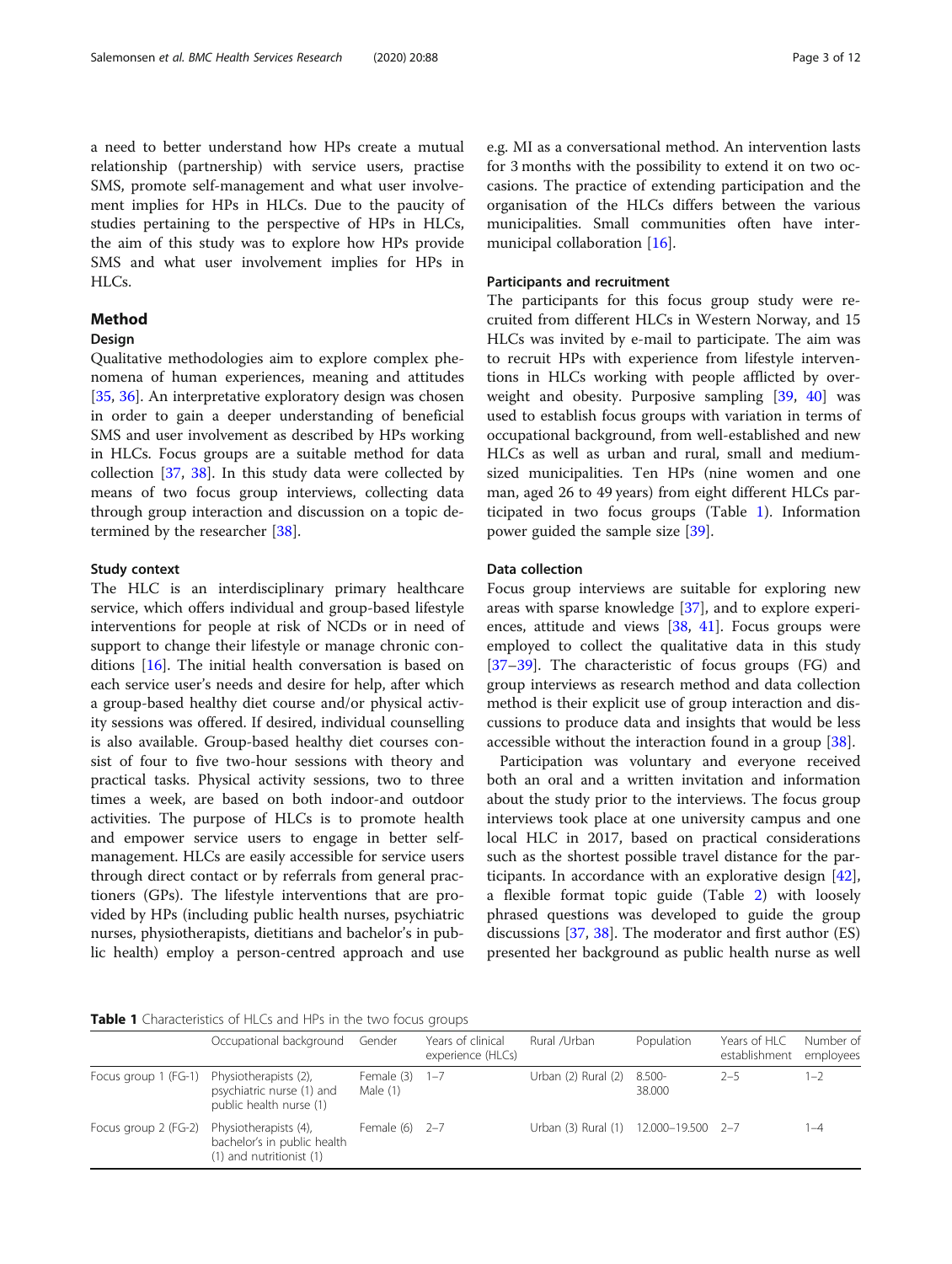a need to better understand how HPs create a mutual relationship (partnership) with service users, practise SMS, promote self-management and what user involvement implies for HPs in HLCs. Due to the paucity of studies pertaining to the perspective of HPs in HLCs, the aim of this study was to explore how HPs provide SMS and what user involvement implies for HPs in HLCs.

## Method

### Design

Qualitative methodologies aim to explore complex phenomena of human experiences, meaning and attitudes [35, 36]. An interpretative exploratory design was chosen in order to gain a deeper understanding of beneficial SMS and user involvement as described by HPs working in HLCs. Focus groups are a suitable method for data collection [37, 38]. In this study data were collected by means of two focus group interviews, collecting data through group interaction and discussion on a topic determined by the researcher [38].

### Study context

The HLC is an interdisciplinary primary healthcare service, which offers individual and group-based lifestyle interventions for people at risk of NCDs or in need of support to change their lifestyle or manage chronic conditions [16]. The initial health conversation is based on each service user's needs and desire for help, after which a group-based healthy diet course and/or physical activity sessions was offered. If desired, individual counselling is also available. Group-based healthy diet courses consist of four to five two-hour sessions with theory and practical tasks. Physical activity sessions, two to three times a week, are based on both indoor-and outdoor activities. The purpose of HLCs is to promote health and empower service users to engage in better self-management. HLCs are easily accessible for service users through direct contact or by referrals from general practitioners (GPs). The lifestyle interventions that are provided by HPs (including public health nurses, psychiatric nurses, physiotherapists, dietitians and bachelor's in public health) employ a person-centred approach and use e.g. MI as a conversational method. An intervention lasts for 3 months with the possibility to extend it on two occasions. The practice of extending participation and the organisation of the HLCs differs between the various municipalities. Small communities often have inter-municipal collaboration [16].

### Participants and recruitment

The participants for this focus group study were recruited from different HLCs in Western Norway, and 15 HLCs was invited by e-mail to participate. The aim was to recruit HPs with experience from lifestyle interventions in HLCs working with people afflicted by overweight and obesity. Purposive sampling [39, 40] was used to establish focus groups with variation in terms of occupational background, from well-established and new HLCs as well as urban and rural, small and medium-sized municipalities. Ten HPs (nine women and one man, aged 26 to 49 years) from eight different HLCs participated in two focus groups (Table 1). Information power guided the sample size [39].

### Data collection

Focus group interviews are suitable for exploring new areas with sparse knowledge [37], and to explore experiences, attitude and views [38, 41]. Focus groups were employed to collect the qualitative data in this study [37–39]. The characteristic of focus groups (FG) and group interviews as research method and data collection method is their explicit use of group interaction and discussions to produce data and insights that would be less accessible without the interaction found in a group [38].

Participation was voluntary and everyone received both an oral and a written invitation and information about the study prior to the interviews. The focus group interviews took place at one university campus and one local HLC in 2017, based on practical considerations such as the shortest possible travel distance for the participants. In accordance with an explorative design [42], a flexible format topic guide (Table 2) with loosely phrased questions was developed to guide the group discussions [37, 38]. The moderator and first author (ES) presented her background as public health nurse as well

**Table 1** Characteristics of HLCs and HPs in the two focus groups

| | Occupational background | Gender | Years of clinical experience (HLCs) | Rural /Urban | Population | Years of HLC establishment | Number of employees |
|---|---|---|---|---|---|---|---|
| Focus group 1 (FG-1) | Physiotherapists (2), psychiatric nurse (1) and public health nurse (1) | Female (3) Male (1) | 1–7 | Urban (2) Rural (2) | 8.500-38.000 | 2–5 | 1–2 |
| Focus group 2 (FG-2) | Physiotherapists (4), bachelor's in public health (1) and nutritionist (1) | Female (6) | 2–7 | Urban (3) Rural (1) | 12.000–19.500 | 2–7 | 1–4 |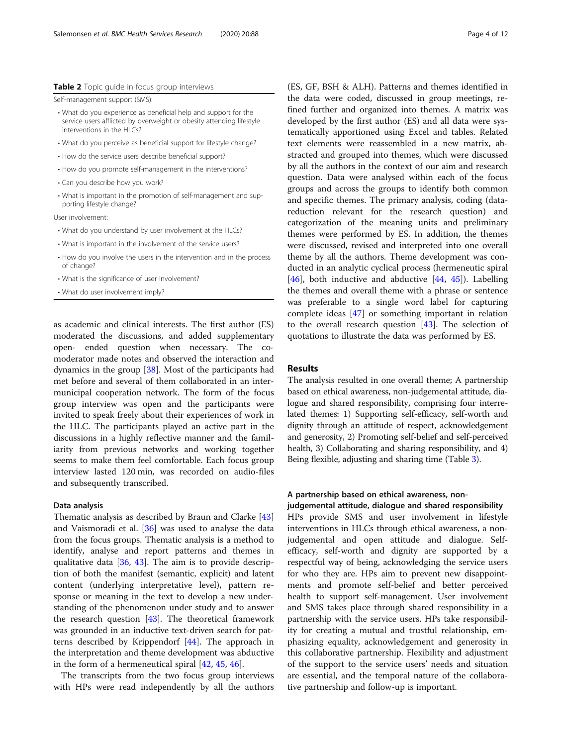**Table 2** Topic guide in focus group interviews

Self-management support (SMS):

- What do you experience as beneficial help and support for the service users afflicted by overweight or obesity attending lifestyle interventions in the HLCs?
- What do you perceive as beneficial support for lifestyle change?
- How do the service users describe beneficial support?
- How do you promote self-management in the interventions?
- Can you describe how you work?
- What is important in the promotion of self-management and supporting lifestyle change?

User involvement:

- What do you understand by user involvement at the HLCs?
- What is important in the involvement of the service users?
- How do you involve the users in the intervention and in the process of change?
- What is the significance of user involvement?
- What do user involvement imply?

as academic and clinical interests. The first author (ES) moderated the discussions, and added supplementary open- ended question when necessary. The co-moderator made notes and observed the interaction and dynamics in the group [38]. Most of the participants had met before and several of them collaborated in an inter-municipal cooperation network. The form of the focus group interview was open and the participants were invited to speak freely about their experiences of work in the HLC. The participants played an active part in the discussions in a highly reflective manner and the familiarity from previous networks and working together seems to make them feel comfortable. Each focus group interview lasted 120 min, was recorded on audio-files and subsequently transcribed.

### Data analysis

Thematic analysis as described by Braun and Clarke [43] and Vaismoradi et al. [36] was used to analyse the data from the focus groups. Thematic analysis is a method to identify, analyse and report patterns and themes in qualitative data [36, 43]. The aim is to provide description of both the manifest (semantic, explicit) and latent content (underlying interpretative level), pattern response or meaning in the text to develop a new understanding of the phenomenon under study and to answer the research question [43]. The theoretical framework was grounded in an inductive text-driven search for patterns described by Krippendorf [44]. The approach in the interpretation and theme development was abductive in the form of a hermeneutical spiral [42, 45, 46].

The transcripts from the two focus group interviews with HPs were read independently by all the authors (ES, GF, BSH & ALH). Patterns and themes identified in the data were coded, discussed in group meetings, refined further and organized into themes. A matrix was developed by the first author (ES) and all data were systematically apportioned using Excel and tables. Related text elements were reassembled in a new matrix, abstracted and grouped into themes, which were discussed by all the authors in the context of our aim and research question. Data were analysed within each of the focus groups and across the groups to identify both common and specific themes. The primary analysis, coding (data-reduction relevant for the research question) and categorization of the meaning units and preliminary themes were performed by ES. In addition, the themes were discussed, revised and interpreted into one overall theme by all the authors. Theme development was conducted in an analytic cyclical process (hermeneutic spiral [46], both inductive and abductive [44, 45]). Labelling the themes and overall theme with a phrase or sentence was preferable to a single word label for capturing complete ideas [47] or something important in relation to the overall research question [43]. The selection of quotations to illustrate the data was performed by ES.

## Results

The analysis resulted in one overall theme; A partnership based on ethical awareness, non-judgemental attitude, dialogue and shared responsibility, comprising four interrelated themes: 1) Supporting self-efficacy, self-worth and dignity through an attitude of respect, acknowledgement and generosity, 2) Promoting self-belief and self-perceived health, 3) Collaborating and sharing responsibility, and 4) Being flexible, adjusting and sharing time (Table 3).

### A partnership based on ethical awareness, non-judgemental attitude, dialogue and shared responsibility

HPs provide SMS and user involvement in lifestyle interventions in HLCs through ethical awareness, a non-judgemental and open attitude and dialogue. Self-efficacy, self-worth and dignity are supported by a respectful way of being, acknowledging the service users for who they are. HPs aim to prevent new disappointments and promote self-belief and better perceived health to support self-management. User involvement and SMS takes place through shared responsibility in a partnership with the service users. HPs take responsibility for creating a mutual and trustful relationship, emphasizing equality, acknowledgement and generosity in this collaborative partnership. Flexibility and adjustment of the support to the service users' needs and situation are essential, and the temporal nature of the collaborative partnership and follow-up is important.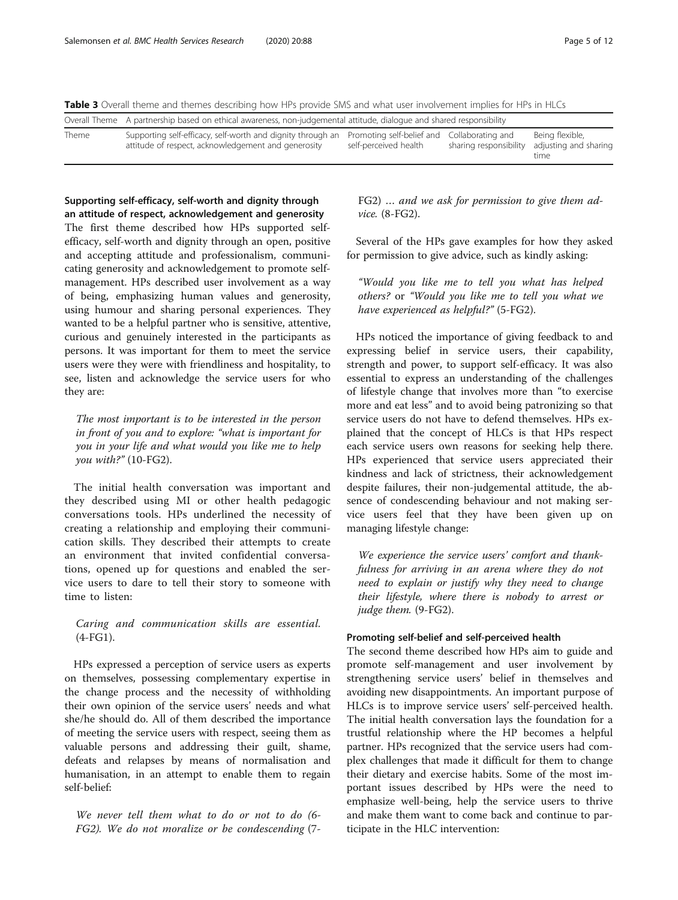**Table 3** Overall theme and themes describing how HPs provide SMS and what user involvement implies for HPs in HLCs

| | | | | |
|---|---|---|---|---|
| Overall Theme | A partnership based on ethical awareness, non-judgemental attitude, dialogue and shared responsibility | | | |
| Theme | Supporting self-efficacy, self-worth and dignity through an attitude of respect, acknowledgement and generosity | Promoting self-belief and self-perceived health | Collaborating and sharing responsibility | Being flexible, adjusting and sharing time |

### Supporting self-efficacy, self-worth and dignity through an attitude of respect, acknowledgement and generosity

The first theme described how HPs supported self-efficacy, self-worth and dignity through an open, positive and accepting attitude and professionalism, communicating generosity and acknowledgement to promote self-management. HPs described user involvement as a way of being, emphasizing human values and generosity, using humour and sharing personal experiences. They wanted to be a helpful partner who is sensitive, attentive, curious and genuinely interested in the participants as persons. It was important for them to meet the service users were they were with friendliness and hospitality, to see, listen and acknowledge the service users for who they are:

> *The most important is to be interested in the person in front of you and to explore: "what is important for you in your life and what would you like me to help you with?"* (10-FG2).

The initial health conversation was important and they described using MI or other health pedagogic conversations tools. HPs underlined the necessity of creating a relationship and employing their communication skills. They described their attempts to create an environment that invited confidential conversations, opened up for questions and enabled the service users to dare to tell their story to someone with time to listen:

> *Caring and communication skills are essential.* (4-FG1).

HPs expressed a perception of service users as experts on themselves, possessing complementary expertise in the change process and the necessity of withholding their own opinion of the service users' needs and what she/he should do. All of them described the importance of meeting the service users with respect, seeing them as valuable persons and addressing their guilt, shame, defeats and relapses by means of normalisation and humanisation, in an attempt to enable them to regain self-belief:

> *We never tell them what to do or not to do* (6-FG2). *We do not moralize or be condescending* (7-FG2) *… and we ask for permission to give them advice.* (8-FG2).

Several of the HPs gave examples for how they asked for permission to give advice, such as kindly asking:

> *"Would you like me to tell you what has helped others?* or *"Would you like me to tell you what we have experienced as helpful?"* (5-FG2).

HPs noticed the importance of giving feedback to and expressing belief in service users, their capability, strength and power, to support self-efficacy. It was also essential to express an understanding of the challenges of lifestyle change that involves more than "to exercise more and eat less" and to avoid being patronizing so that service users do not have to defend themselves. HPs explained that the concept of HLCs is that HPs respect each service users own reasons for seeking help there. HPs experienced that service users appreciated their kindness and lack of strictness, their acknowledgement despite failures, their non-judgemental attitude, the absence of condescending behaviour and not making service users feel that they have been given up on managing lifestyle change:

> *We experience the service users' comfort and thankfulness for arriving in an arena where they do not need to explain or justify why they need to change their lifestyle, where there is nobody to arrest or judge them.* (9-FG2).

### Promoting self-belief and self-perceived health

The second theme described how HPs aim to guide and promote self-management and user involvement by strengthening service users' belief in themselves and avoiding new disappointments. An important purpose of HLCs is to improve service users' self-perceived health. The initial health conversation lays the foundation for a trustful relationship where the HP becomes a helpful partner. HPs recognized that the service users had complex challenges that made it difficult for them to change their dietary and exercise habits. Some of the most important issues described by HPs were the need to emphasize well-being, help the service users to thrive and make them want to come back and continue to participate in the HLC intervention: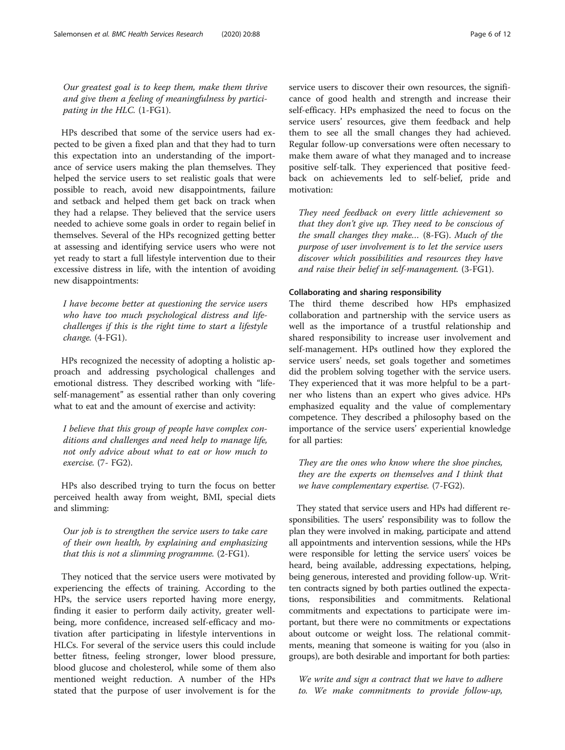*Our greatest goal is to keep them, make them thrive and give them a feeling of meaningfulness by participating in the HLC.* (1-FG1).

HPs described that some of the service users had expected to be given a fixed plan and that they had to turn this expectation into an understanding of the importance of service users making the plan themselves. They helped the service users to set realistic goals that were possible to reach, avoid new disappointments, failure and setback and helped them get back on track when they had a relapse. They believed that the service users needed to achieve some goals in order to regain belief in themselves. Several of the HPs recognized getting better at assessing and identifying service users who were not yet ready to start a full lifestyle intervention due to their excessive distress in life, with the intention of avoiding new disappointments:

*I have become better at questioning the service users who have too much psychological distress and life-challenges if this is the right time to start a lifestyle change.* (4-FG1).

HPs recognized the necessity of adopting a holistic approach and addressing psychological challenges and emotional distress. They described working with "life-self-management" as essential rather than only covering what to eat and the amount of exercise and activity:

*I believe that this group of people have complex conditions and challenges and need help to manage life, not only advice about what to eat or how much to exercise.* (7- FG2).

HPs also described trying to turn the focus on better perceived health away from weight, BMI, special diets and slimming:

*Our job is to strengthen the service users to take care of their own health, by explaining and emphasizing that this is not a slimming programme.* (2-FG1).

They noticed that the service users were motivated by experiencing the effects of training. According to the HPs, the service users reported having more energy, finding it easier to perform daily activity, greater well-being, more confidence, increased self-efficacy and motivation after participating in lifestyle interventions in HLCs. For several of the service users this could include better fitness, feeling stronger, lower blood pressure, blood glucose and cholesterol, while some of them also mentioned weight reduction. A number of the HPs stated that the purpose of user involvement is for the service users to discover their own resources, the significance of good health and strength and increase their self-efficacy. HPs emphasized the need to focus on the service users' resources, give them feedback and help them to see all the small changes they had achieved. Regular follow-up conversations were often necessary to make them aware of what they managed and to increase positive self-talk. They experienced that positive feedback on achievements led to self-belief, pride and motivation:

*They need feedback on every little achievement so that they don't give up. They need to be conscious of the small changes they make…* (8-FG). *Much of the purpose of user involvement is to let the service users discover which possibilities and resources they have and raise their belief in self-management.* (3-FG1).

#### Collaborating and sharing responsibility

The third theme described how HPs emphasized collaboration and partnership with the service users as well as the importance of a trustful relationship and shared responsibility to increase user involvement and self-management. HPs outlined how they explored the service users' needs, set goals together and sometimes did the problem solving together with the service users. They experienced that it was more helpful to be a partner who listens than an expert who gives advice. HPs emphasized equality and the value of complementary competence. They described a philosophy based on the importance of the service users' experiential knowledge for all parties:

*They are the ones who know where the shoe pinches, they are the experts on themselves and I think that we have complementary expertise.* (7-FG2).

They stated that service users and HPs had different responsibilities. The users' responsibility was to follow the plan they were involved in making, participate and attend all appointments and intervention sessions, while the HPs were responsible for letting the service users' voices be heard, being available, addressing expectations, helping, being generous, interested and providing follow-up. Written contracts signed by both parties outlined the expectations, responsibilities and commitments. Relational commitments and expectations to participate were important, but there were no commitments or expectations about outcome or weight loss. The relational commitments, meaning that someone is waiting for you (also in groups), are both desirable and important for both parties:

*We write and sign a contract that we have to adhere to. We make commitments to provide follow-up,*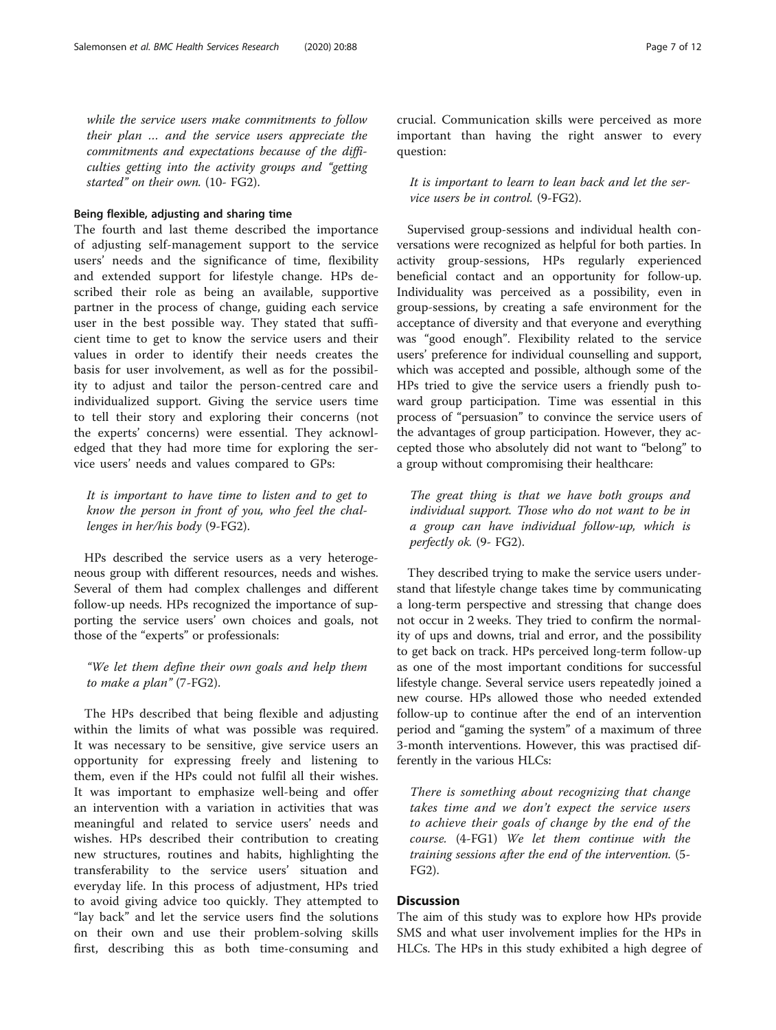*while the service users make commitments to follow their plan … and the service users appreciate the commitments and expectations because of the difficulties getting into the activity groups and "getting started" on their own.* (10- FG2).

#### Being flexible, adjusting and sharing time

The fourth and last theme described the importance of adjusting self-management support to the service users' needs and the significance of time, flexibility and extended support for lifestyle change. HPs described their role as being an available, supportive partner in the process of change, guiding each service user in the best possible way. They stated that sufficient time to get to know the service users and their values in order to identify their needs creates the basis for user involvement, as well as for the possibility to adjust and tailor the person-centred care and individualized support. Giving the service users time to tell their story and exploring their concerns (not the experts' concerns) were essential. They acknowledged that they had more time for exploring the service users' needs and values compared to GPs:

> *It is important to have time to listen and to get to know the person in front of you, who feel the challenges in her/his body* (9-FG2).

HPs described the service users as a very heterogeneous group with different resources, needs and wishes. Several of them had complex challenges and different follow-up needs. HPs recognized the importance of supporting the service users' own choices and goals, not those of the "experts" or professionals:

> *"We let them define their own goals and help them to make a plan"* (7-FG2).

The HPs described that being flexible and adjusting within the limits of what was possible was required. It was necessary to be sensitive, give service users an opportunity for expressing freely and listening to them, even if the HPs could not fulfil all their wishes. It was important to emphasize well-being and offer an intervention with a variation in activities that was meaningful and related to service users' needs and wishes. HPs described their contribution to creating new structures, routines and habits, highlighting the transferability to the service users' situation and everyday life. In this process of adjustment, HPs tried to avoid giving advice too quickly. They attempted to "lay back" and let the service users find the solutions on their own and use their problem-solving skills first, describing this as both time-consuming and crucial. Communication skills were perceived as more important than having the right answer to every question:

> *It is important to learn to lean back and let the service users be in control.* (9-FG2).

Supervised group-sessions and individual health conversations were recognized as helpful for both parties. In activity group-sessions, HPs regularly experienced beneficial contact and an opportunity for follow-up. Individuality was perceived as a possibility, even in group-sessions, by creating a safe environment for the acceptance of diversity and that everyone and everything was "good enough". Flexibility related to the service users' preference for individual counselling and support, which was accepted and possible, although some of the HPs tried to give the service users a friendly push toward group participation. Time was essential in this process of "persuasion" to convince the service users of the advantages of group participation. However, they accepted those who absolutely did not want to "belong" to a group without compromising their healthcare:

> *The great thing is that we have both groups and individual support. Those who do not want to be in a group can have individual follow-up, which is perfectly ok.* (9- FG2).

They described trying to make the service users understand that lifestyle change takes time by communicating a long-term perspective and stressing that change does not occur in 2 weeks. They tried to confirm the normality of ups and downs, trial and error, and the possibility to get back on track. HPs perceived long-term follow-up as one of the most important conditions for successful lifestyle change. Several service users repeatedly joined a new course. HPs allowed those who needed extended follow-up to continue after the end of an intervention period and "gaming the system" of a maximum of three 3-month interventions. However, this was practised differently in the various HLCs:

> *There is something about recognizing that change takes time and we don't expect the service users to achieve their goals of change by the end of the course.* (4-FG1) *We let them continue with the training sessions after the end of the intervention.* (5-FG2).

## Discussion

The aim of this study was to explore how HPs provide SMS and what user involvement implies for the HPs in HLCs. The HPs in this study exhibited a high degree of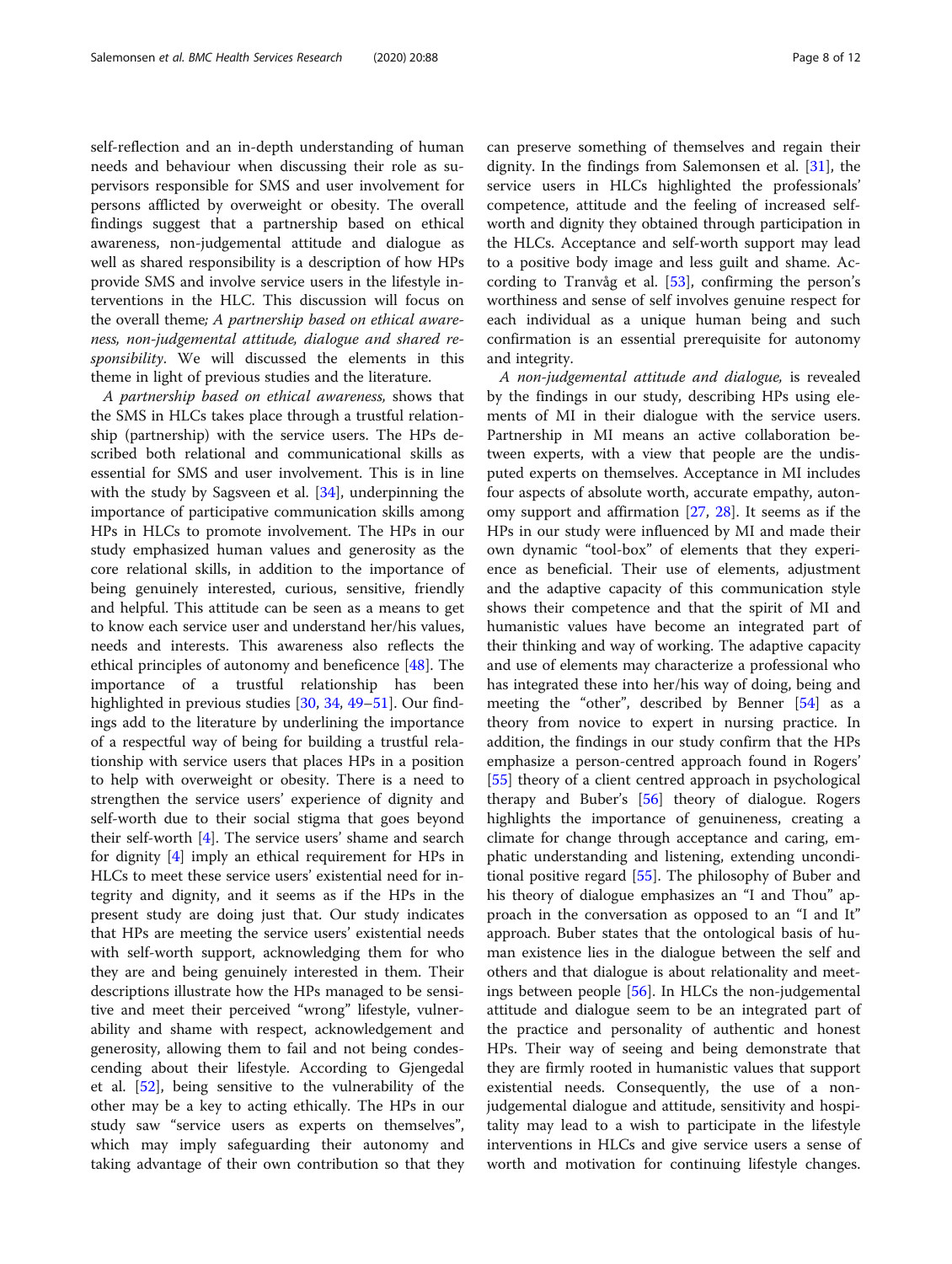self-reflection and an in-depth understanding of human needs and behaviour when discussing their role as supervisors responsible for SMS and user involvement for persons afflicted by overweight or obesity. The overall findings suggest that a partnership based on ethical awareness, non-judgemental attitude and dialogue as well as shared responsibility is a description of how HPs provide SMS and involve service users in the lifestyle interventions in the HLC. This discussion will focus on the overall theme; *A partnership based on ethical awareness, non-judgemental attitude, dialogue and shared responsibility*. We will discussed the elements in this theme in light of previous studies and the literature.

*A partnership based on ethical awareness*, shows that the SMS in HLCs takes place through a trustful relationship (partnership) with the service users. The HPs described both relational and communicational skills as essential for SMS and user involvement. This is in line with the study by Sagsveen et al. [34], underpinning the importance of participative communication skills among HPs in HLCs to promote involvement. The HPs in our study emphasized human values and generosity as the core relational skills, in addition to the importance of being genuinely interested, curious, sensitive, friendly and helpful. This attitude can be seen as a means to get to know each service user and understand her/his values, needs and interests. This awareness also reflects the ethical principles of autonomy and beneficence [48]. The importance of a trustful relationship has been highlighted in previous studies [30, 34, 49–51]. Our findings add to the literature by underlining the importance of a respectful way of being for building a trustful relationship with service users that places HPs in a position to help with overweight or obesity. There is a need to strengthen the service users' experience of dignity and self-worth due to their social stigma that goes beyond their self-worth [4]. The service users' shame and search for dignity [4] imply an ethical requirement for HPs in HLCs to meet these service users' existential need for integrity and dignity, and it seems as if the HPs in the present study are doing just that. Our study indicates that HPs are meeting the service users' existential needs with self-worth support, acknowledging them for who they are and being genuinely interested in them. Their descriptions illustrate how the HPs managed to be sensitive and meet their perceived "wrong" lifestyle, vulnerability and shame with respect, acknowledgement and generosity, allowing them to fail and not being condescending about their lifestyle. According to Gjengedal et al. [52], being sensitive to the vulnerability of the other may be a key to acting ethically. The HPs in our study saw "service users as experts on themselves", which may imply safeguarding their autonomy and taking advantage of their own contribution so that they can preserve something of themselves and regain their dignity. In the findings from Salemonsen et al. [31], the service users in HLCs highlighted the professionals' competence, attitude and the feeling of increased self-worth and dignity they obtained through participation in the HLCs. Acceptance and self-worth support may lead to a positive body image and less guilt and shame. According to Tranvåg et al. [53], confirming the person's worthiness and sense of self involves genuine respect for each individual as a unique human being and such confirmation is an essential prerequisite for autonomy and integrity.

*A non-judgemental attitude and dialogue*, is revealed by the findings in our study, describing HPs using elements of MI in their dialogue with the service users. Partnership in MI means an active collaboration between experts, with a view that people are the undisputed experts on themselves. Acceptance in MI includes four aspects of absolute worth, accurate empathy, autonomy support and affirmation [27, 28]. It seems as if the HPs in our study were influenced by MI and made their own dynamic "tool-box" of elements that they experience as beneficial. Their use of elements, adjustment and the adaptive capacity of this communication style shows their competence and that the spirit of MI and humanistic values have become an integrated part of their thinking and way of working. The adaptive capacity and use of elements may characterize a professional who has integrated these into her/his way of doing, being and meeting the "other", described by Benner [54] as a theory from novice to expert in nursing practice. In addition, the findings in our study confirm that the HPs emphasize a person-centred approach found in Rogers' [55] theory of a client centred approach in psychological therapy and Buber's [56] theory of dialogue. Rogers highlights the importance of genuineness, creating a climate for change through acceptance and caring, emphatic understanding and listening, extending unconditional positive regard [55]. The philosophy of Buber and his theory of dialogue emphasizes an "I and Thou" approach in the conversation as opposed to an "I and It" approach. Buber states that the ontological basis of human existence lies in the dialogue between the self and others and that dialogue is about relationality and meetings between people [56]. In HLCs the non-judgemental attitude and dialogue seem to be an integrated part of the practice and personality of authentic and honest HPs. Their way of seeing and being demonstrate that they are firmly rooted in humanistic values that support existential needs. Consequently, the use of a non-judgemental dialogue and attitude, sensitivity and hospitality may lead to a wish to participate in the lifestyle interventions in HLCs and give service users a sense of worth and motivation for continuing lifestyle changes.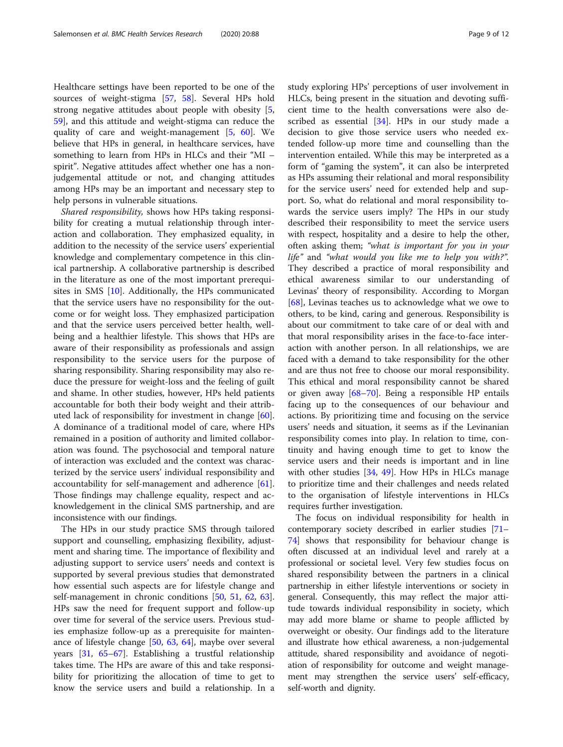Healthcare settings have been reported to be one of the sources of weight-stigma [57, 58]. Several HPs hold strong negative attitudes about people with obesity [5, 59], and this attitude and weight-stigma can reduce the quality of care and weight-management [5, 60]. We believe that HPs in general, in healthcare services, have something to learn from HPs in HLCs and their "MI – spirit". Negative attitudes affect whether one has a non-judgemental attitude or not, and changing attitudes among HPs may be an important and necessary step to help persons in vulnerable situations.

*Shared responsibility,* shows how HPs taking responsibility for creating a mutual relationship through interaction and collaboration. They emphasized equality, in addition to the necessity of the service users' experiential knowledge and complementary competence in this clinical partnership. A collaborative partnership is described in the literature as one of the most important prerequisites in SMS [10]. Additionally, the HPs communicated that the service users have no responsibility for the outcome or for weight loss. They emphasized participation and that the service users perceived better health, well-being and a healthier lifestyle. This shows that HPs are aware of their responsibility as professionals and assign responsibility to the service users for the purpose of sharing responsibility. Sharing responsibility may also reduce the pressure for weight-loss and the feeling of guilt and shame. In other studies, however, HPs held patients accountable for both their body weight and their attributed lack of responsibility for investment in change [60]. A dominance of a traditional model of care, where HPs remained in a position of authority and limited collaboration was found. The psychosocial and temporal nature of interaction was excluded and the context was characterized by the service users' individual responsibility and accountability for self-management and adherence [61]. Those findings may challenge equality, respect and acknowledgement in the clinical SMS partnership, and are inconsistence with our findings.

The HPs in our study practice SMS through tailored support and counselling, emphasizing flexibility, adjustment and sharing time. The importance of flexibility and adjusting support to service users' needs and context is supported by several previous studies that demonstrated how essential such aspects are for lifestyle change and self-management in chronic conditions [50, 51, 62, 63]. HPs saw the need for frequent support and follow-up over time for several of the service users. Previous studies emphasize follow-up as a prerequisite for maintenance of lifestyle change [50, 63, 64], maybe over several years [31, 65–67]. Establishing a trustful relationship takes time. The HPs are aware of this and take responsibility for prioritizing the allocation of time to get to know the service users and build a relationship. In a study exploring HPs' perceptions of user involvement in HLCs, being present in the situation and devoting sufficient time to the health conversations were also described as essential [34]. HPs in our study made a decision to give those service users who needed extended follow-up more time and counselling than the intervention entailed. While this may be interpreted as a form of "gaming the system", it can also be interpreted as HPs assuming their relational and moral responsibility for the service users' need for extended help and support. So, what do relational and moral responsibility towards the service users imply? The HPs in our study described their responsibility to meet the service users with respect, hospitality and a desire to help the other, often asking them; *"what is important for you in your life"* and *"what would you like me to help you with?".* They described a practice of moral responsibility and ethical awareness similar to our understanding of Levinas' theory of responsibility. According to Morgan [68], Levinas teaches us to acknowledge what we owe to others, to be kind, caring and generous. Responsibility is about our commitment to take care of or deal with and that moral responsibility arises in the face-to-face interaction with another person. In all relationships, we are faced with a demand to take responsibility for the other and are thus not free to choose our moral responsibility. This ethical and moral responsibility cannot be shared or given away [68–70]. Being a responsible HP entails facing up to the consequences of our behaviour and actions. By prioritizing time and focusing on the service users' needs and situation, it seems as if the Levinanian responsibility comes into play. In relation to time, continuity and having enough time to get to know the service users and their needs is important and in line with other studies [34, 49]. How HPs in HLCs manage to prioritize time and their challenges and needs related to the organisation of lifestyle interventions in HLCs requires further investigation.

The focus on individual responsibility for health in contemporary society described in earlier studies [71–74] shows that responsibility for behaviour change is often discussed at an individual level and rarely at a professional or societal level. Very few studies focus on shared responsibility between the partners in a clinical partnership in either lifestyle interventions or society in general. Consequently, this may reflect the major attitude towards individual responsibility in society, which may add more blame or shame to people afflicted by overweight or obesity. Our findings add to the literature and illustrate how ethical awareness, a non-judgemental attitude, shared responsibility and avoidance of negotiation of responsibility for outcome and weight management may strengthen the service users' self-efficacy, self-worth and dignity.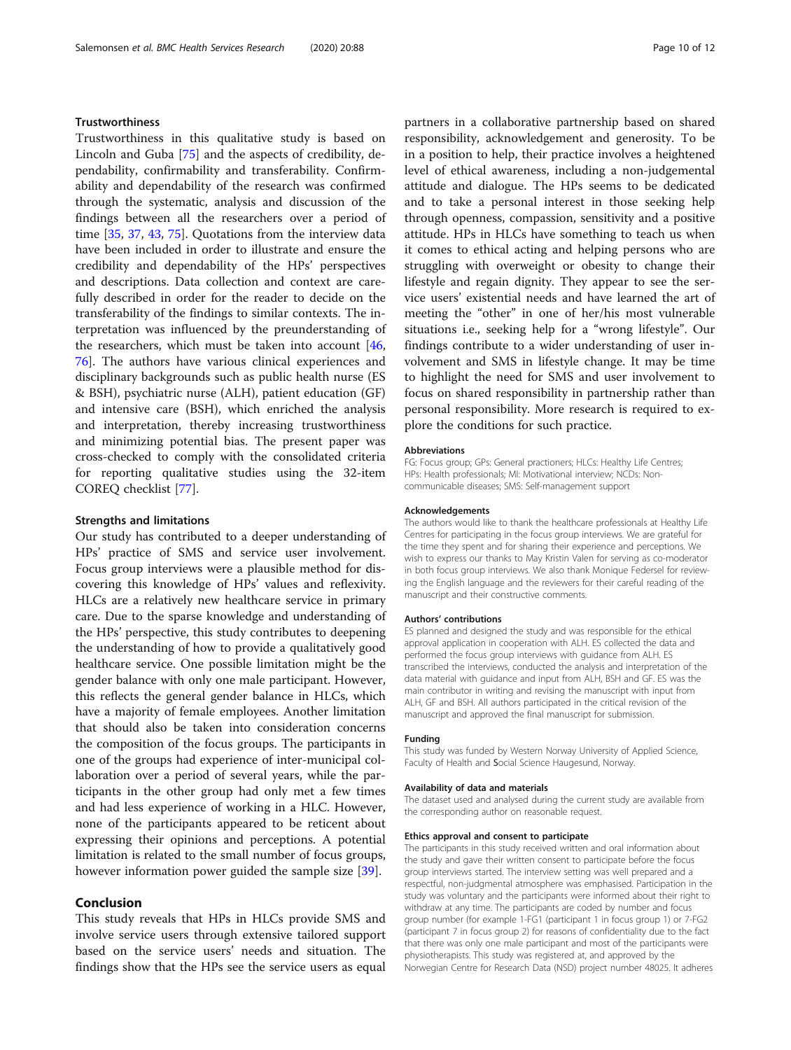### Trustworthiness

Trustworthiness in this qualitative study is based on Lincoln and Guba [75] and the aspects of credibility, dependability, confirmability and transferability. Confirmability and dependability of the research was confirmed through the systematic, analysis and discussion of the findings between all the researchers over a period of time [35, 37, 43, 75]. Quotations from the interview data have been included in order to illustrate and ensure the credibility and dependability of the HPs' perspectives and descriptions. Data collection and context are carefully described in order for the reader to decide on the transferability of the findings to similar contexts. The interpretation was influenced by the preunderstanding of the researchers, which must be taken into account [46, 76]. The authors have various clinical experiences and disciplinary backgrounds such as public health nurse (ES & BSH), psychiatric nurse (ALH), patient education (GF) and intensive care (BSH), which enriched the analysis and interpretation, thereby increasing trustworthiness and minimizing potential bias. The present paper was cross-checked to comply with the consolidated criteria for reporting qualitative studies using the 32-item COREQ checklist [77].

### Strengths and limitations

Our study has contributed to a deeper understanding of HPs' practice of SMS and service user involvement. Focus group interviews were a plausible method for discovering this knowledge of HPs' values and reflexivity. HLCs are a relatively new healthcare service in primary care. Due to the sparse knowledge and understanding of the HPs' perspective, this study contributes to deepening the understanding of how to provide a qualitatively good healthcare service. One possible limitation might be the gender balance with only one male participant. However, this reflects the general gender balance in HLCs, which have a majority of female employees. Another limitation that should also be taken into consideration concerns the composition of the focus groups. The participants in one of the groups had experience of inter-municipal collaboration over a period of several years, while the participants in the other group had only met a few times and had less experience of working in a HLC. However, none of the participants appeared to be reticent about expressing their opinions and perceptions. A potential limitation is related to the small number of focus groups, however information power guided the sample size [39].

## Conclusion

This study reveals that HPs in HLCs provide SMS and involve service users through extensive tailored support based on the service users' needs and situation. The findings show that the HPs see the service users as equal partners in a collaborative partnership based on shared responsibility, acknowledgement and generosity. To be in a position to help, their practice involves a heightened level of ethical awareness, including a non-judgemental attitude and dialogue. The HPs seems to be dedicated and to take a personal interest in those seeking help through openness, compassion, sensitivity and a positive attitude. HPs in HLCs have something to teach us when it comes to ethical acting and helping persons who are struggling with overweight or obesity to change their lifestyle and regain dignity. They appear to see the service users' existential needs and have learned the art of meeting the "other" in one of her/his most vulnerable situations i.e., seeking help for a "wrong lifestyle". Our findings contribute to a wider understanding of user involvement and SMS in lifestyle change. It may be time to highlight the need for SMS and user involvement to focus on shared responsibility in partnership rather than personal responsibility. More research is required to explore the conditions for such practice.

#### Abbreviations

FG: Focus group; GPs: General practioners; HLCs: Healthy Life Centres; HPs: Health professionals; MI: Motivational interview; NCDs: Non-communicable diseases; SMS: Self-management support

#### Acknowledgements

The authors would like to thank the healthcare professionals at Healthy Life Centres for participating in the focus group interviews. We are grateful for the time they spent and for sharing their experience and perceptions. We wish to express our thanks to May Kristin Valen for serving as co-moderator in both focus group interviews. We also thank Monique Federsel for reviewing the English language and the reviewers for their careful reading of the manuscript and their constructive comments.

#### Authors' contributions

ES planned and designed the study and was responsible for the ethical approval application in cooperation with ALH. ES collected the data and performed the focus group interviews with guidance from ALH. ES transcribed the interviews, conducted the analysis and interpretation of the data material with guidance and input from ALH, BSH and GF. ES was the main contributor in writing and revising the manuscript with input from ALH, GF and BSH. All authors participated in the critical revision of the manuscript and approved the final manuscript for submission.

#### Funding

This study was funded by Western Norway University of Applied Science, Faculty of Health and Social Science Haugesund, Norway.

#### Availability of data and materials

The dataset used and analysed during the current study are available from the corresponding author on reasonable request.

#### Ethics approval and consent to participate

The participants in this study received written and oral information about the study and gave their written consent to participate before the focus group interviews started. The interview setting was well prepared and a respectful, non-judgmental atmosphere was emphasised. Participation in the study was voluntary and the participants were informed about their right to withdraw at any time. The participants are coded by number and focus group number (for example 1-FG1 (participant 1 in focus group 1) or 7-FG2 (participant 7 in focus group 2) for reasons of confidentiality due to the fact that there was only one male participant and most of the participants were physiotherapists. This study was registered at, and approved by the Norwegian Centre for Research Data (NSD) project number 48025. It adheres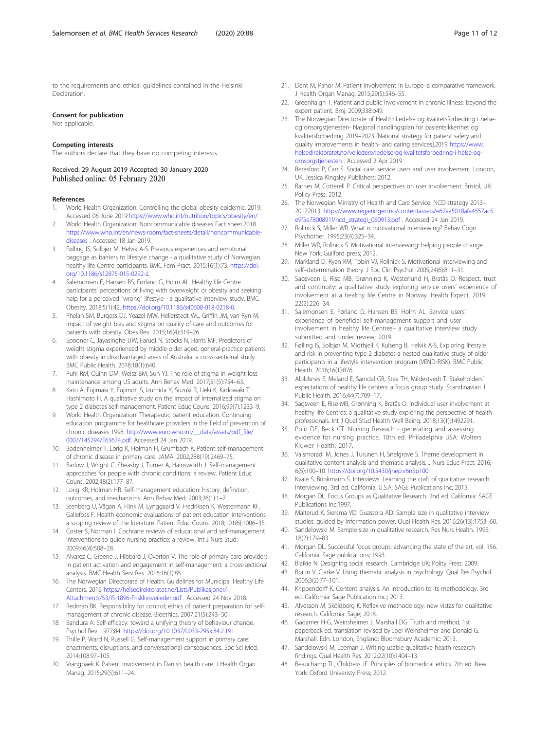to the requirements and ethical guidelines contained in the Helsinki Declaration.

### Consent for publication

Not applicable.

### Competing interests

The authors declare that they have no competing interests.

Received: 29 August 2019 Accepted: 30 January 2020
Published online: 05 February 2020

### References

1. World Health Organization: Controlling the global obesity epidemic. 2019. Accessed 06 June 2019.https://www.who.int/nutrition/topics/obesity/en/
2. World Health Organization: Noncommunicable diseases Fact sheet.2018 https://www.who.int/en/news-room/fact-sheets/detail/noncommunicable-diseases . Accessed 18 Jan 2019.
3. Følling IS, Solbjør M, Helvik A-S. Previous experiences and emotional baggage as barriers to lifestyle change - a qualitative study of Norwegian healthy life Centre participants. BMC Fam Pract. 2015;16(1):73. https://doi.org/10.1186/s12875-015-0292-z.
4. Salemonsen E, Hansen BS, Førland G, Holm AL. Healthy life Centre participants' perceptions of living with overweight or obesity and seeking help for a perceived "wrong" lifestyle - a qualitative interview study. BMC Obesity. 2018;5(1):42. https://doi.org/10.1186/s40608-018-0218-0.
5. Phelan SM, Burgess DJ, Yeazel MW, Hellerstedt WL, Griffin JM, van Ryn M. Impact of weight bias and stigma on quality of care and outcomes for patients with obesity. Obes Rev. 2015;16(4):319–26.
6. Spooner C, Jayasinghe UW, Faruqi N, Stocks N, Harris MF. Predictors of weight stigma experienced by middle-older aged, general-practice patients with obesity in disadvantaged areas of Australia: a cross-sectional study. BMC Public Health. 2018;18(1):640.
7. Puhl RM, Quinn DM, Weisz BM, Suh YJ. The role of stigma in weight loss maintenance among US adults. Ann Behav Med. 2017;51(5):754–63.
8. Kato A, Fujimaki Y, Fujimori S, Izumida Y, Suzuki R, Ueki K, Kadowaki T, Hashimoto H. A qualitative study on the impact of internalized stigma on type 2 diabetes self-management. Patient Educ Couns. 2016;99(7):1233–9.
9. World Health Organization: Therapeutic patient education. Continuing education programme for healthcare providers in the field of prevention of chronic diseases 1998. http://www.euro.who.int/__data/assets/pdf_file/0007/145294/E63674.pdf. Accessed 24 Jan 2019.
10. Bodenheimer T, Lorig K, Holman H, Grumbach K. Patient self-management of chronic disease in primary care. JAMA. 2002;288(19):2469–75.
11. Barlow J, Wright C, Sheasby J, Turner A, Hainsworth J. Self-management approaches for people with chronic conditions: a review. Patient Educ Couns. 2002;48(2):177–87.
12. Lorig KR, Holman HR. Self-management education: history, definition, outcomes, and mechanisms. Ann Behav Med. 2003;26(1):1–7.
13. Stenberg U, Vågan A, Flink M, Lynggaard V, Fredriksen K, Westermann KF, Gallefoss F. Health economic evaluations of patient education interventions a scoping review of the literature. Patient Educ Couns. 2018;101(6):1006–35.
14. Coster S, Norman I. Cochrane reviews of educational and self-management interventions to guide nursing practice: a review. Int J Nurs Stud. 2009;46(4):508–28.
15. Alvarez C, Greene J, Hibbard J, Overton V. The role of primary care providers in patient activation and engagement in self-management: a cross-sectional analysis. BMC Health Serv Res. 2016;16(1):85.
16. The Norwegian Directorate of Health: Guidelines for Municipal Healthy Life Centers. 2016 https://helsedirektoratet.no/Lists/Publikasjoner/Attachments/53/IS-1896-Frisklivsveileder.pdf . Accessed 24 Nov 2018.
17. Redman BK. Responsibility for control; ethics of patient preparation for self-management of chronic disease. Bioethics. 2007;21(5):243–50.
18. Bandura A. Self-efficacy: toward a unifying theory of behaviour change. Psychol Rev. 1977;84. https://doi.org/10.1037/0033-295x.84.2.191.
19. Thille P, Ward N, Russell G. Self-management support in primary care: enactments, disruptions, and conversational consequences. Soc Sci Med. 2014;108:97–105.
20. Vrangbaek K. Patient involvement in Danish health care. J Health Organ Manag. 2015;29(5):611–24.
21. Dent M, Pahor M. Patient involvement in Europe–a comparative framework. J Health Organ Manag. 2015;29(5):546–55.
22. Greenhalgh T. Patient and public involvement in chronic illness: beyond the expert patient. Bmj. 2009;338:b49.
23. The Norwegian Directorate of Health: Ledelse og kvalitetsforbedring i helse- og onsorgstjenesten- Nasjonal handlingsplan for pasientsikkerthet og kvalitetsforbedring 2019–2023 [National strategy for patient safety and quality improvements in health- and caring services].2019 https://www.helsedirektoratet.no/veiledere/ledelse-og-kvalitetsforbedring-i-helse-og-omsorgstjenesten . Accessed 2 Apr 2019
24. Beresford P, Carr S. Social care, service users and user involvement. London, UK: Jessica Kingsley Publishers; 2012.
25. Barnes M, Cotterell P. Critical perspectives on user involvement. Bristol, UK: Policy Press; 2012.
26. The Norwegian Ministry of Health and Care Service: NCD-strategy 2013–20172013. https://www.regjeringen.no/contentassets/e62aa5018afa4557ac5e9f5e7800891f/ncd_strategi_060913.pdf . Accessed 24 Jan 2019.
27. Rollnick S, Miller WR. What is motivational interviewing? Behav Cogn Psychother. 1995;23(4):325–34.
28. Miller WR, Rollnick S. Motivational interviewing: helping people change. New York: Guilford press; 2012.
29. Markland D, Ryan RM, Tobin VJ, Rollnick S. Motivational interviewing and self–determination theory. J Soc Clin Psychol. 2005;24(6):811–31.
30. Sagsveen E, Rise MB, Grønning K, Westerlund H, Bratås O. Respect, trust and continuity: a qualitative study exploring service users' experience of involvement at a healthy life Centre in Norway. Health Expect. 2019; 22(2):226–34.
31. Salemonsen E, Førland G, Hansen BS, Holm AL. Service users' experience of beneficial self-management support and user involvement in healthy life Centres– a qualitative interview study submitted and under review; 2019.
32. Følling IS, Solbjør M, Midthjell K, Kulseng B, Helvik A-S. Exploring lifestyle and risk in preventing type 2 diabetes-a nested qualitative study of older participants in a lifestyle intervention program (VEND-RISK). BMC Public Health. 2016;16(1):876.
33. Abildsnes E, Meland E, Samdal GB, Stea TH, Mildestvedt T. Stakeholders' expectations of healthy life centers: a focus group study. Scandinavian J Public Health. 2016;44(7):709–17.
34. Sagsveen E, Rise MB, Grønning K, Bratås O. Individual user involvement at healthy life Centres: a qualitative study exploring the perspective of health professionals. Int J Qual Stud Health Well Being. 2018;13(1):1492291.
35. Polit DF, Beck CT. Nursing Reseach - generating and assessing evidence for nursing practice. 10th ed. Philadelphia USA: Wolters Kluwer Health; 2017.
36. Vaismoradi M, Jones J, Turunen H, Snelgrove S. Theme development in qualitative content analysis and thematic analysis. J Nurs Educ Pract. 2016; 6(5):100–10. https://doi.org/10.5430/jnep.v6n5p100.
37. Kvale S, Brinkmann S. Interviews. Learning the craft of qualitative research interviewing. 3rd ed. California, U.S.A: SAGE Publications Inc; 2015.
38. Morgan DL. Focus Groups as Qualitative Research. 2nd ed. California: SAGE Publications Inc;1997.
39. Malterud K, Siersma VD, Guassora AD. Sample size in qualitative interview studies: guided by information power. Qual Health Res. 2016;26(13):1753–60.
40. Sandelowski M. Sample size in qualitative research. Res Nurs Health. 1995; 18(2):179–83.
41. Morgan DL. Successful focus groups: advancing the state of the art, vol. 156. California: Sage publications; 1993.
42. Blaikie N. Designing social research. Cambridge UK: Polity Press; 2009.
43. Braun V, Clarke V. Using thematic analysis in psychology. Qual Res Psychol. 2006;3(2):77–101.
44. Krippendorff K. Content analysis. An introduction to its methodology. 3rd ed. California: Sage Publication Inc.; 2013.
45. Alvesson M, Sköldberg K. Reflexive methodology: new vistas for qualitative research. California: Sage; 2018.
46. Gadamer H-G, Weinsheimer J, Marshall DG. Truth and method, 1st paperback ed. translation revised by Joel Weinsheimer and Donald G. Marshall. Edn. London, England: Bloomsbury Academic; 2013.
47. Sandelowski M, Leeman J. Writing usable qualitative health research findings. Qual Health Res. 2012;22(10):1404–13.
48. Beauchamp TL, Childress JF. Principles of biomedical ethics. 7th ed. New York: Oxford Univeristy Press; 2012.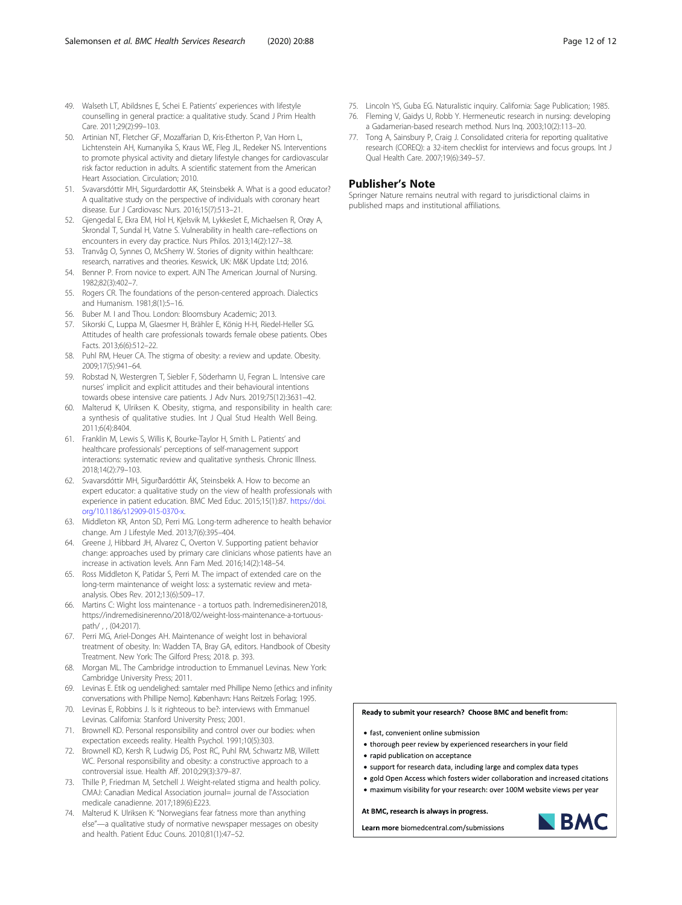49. Walseth LT, Abildsnes E, Schei E. Patients' experiences with lifestyle counselling in general practice: a qualitative study. Scand J Prim Health Care. 2011;29(2):99–103.
50. Artinian NT, Fletcher GF, Mozaffarian D, Kris-Etherton P, Van Horn L, Lichtenstein AH, Kumanyika S, Kraus WE, Fleg JL, Redeker NS. Interventions to promote physical activity and dietary lifestyle changes for cardiovascular risk factor reduction in adults. A scientific statement from the American Heart Association. Circulation; 2010.
51. Svavarsdóttir MH, Sigurdardottir AK, Steinsbekk A. What is a good educator? A qualitative study on the perspective of individuals with coronary heart disease. Eur J Cardiovasc Nurs. 2016;15(7):513–21.
52. Gjengedal E, Ekra EM, Hol H, Kjelsvik M, Lykkeslet E, Michaelsen R, Orøy A, Skrondal T, Sundal H, Vatne S. Vulnerability in health care–reflections on encounters in every day practice. Nurs Philos. 2013;14(2):127–38.
53. Tranvåg O, Synnes O, McSherry W. Stories of dignity within healthcare: research, narratives and theories. Keswick, UK: M&K Update Ltd; 2016.
54. Benner P. From novice to expert. AJN The American Journal of Nursing. 1982;82(3):402–7.
55. Rogers CR. The foundations of the person-centered approach. Dialectics and Humanism. 1981;8(1):5–16.
56. Buber M. I and Thou. London: Bloomsbury Academic; 2013.
57. Sikorski C, Luppa M, Glaesmer H, Brähler E, König H-H, Riedel-Heller SG. Attitudes of health care professionals towards female obese patients. Obes Facts. 2013;6(6):512–22.
58. Puhl RM, Heuer CA. The stigma of obesity: a review and update. Obesity. 2009;17(5):941–64.
59. Robstad N, Westergren T, Siebler F, Söderhamn U, Fegran L. Intensive care nurses' implicit and explicit attitudes and their behavioural intentions towards obese intensive care patients. J Adv Nurs. 2019;75(12):3631–42.
60. Malterud K, Ulriksen K. Obesity, stigma, and responsibility in health care: a synthesis of qualitative studies. Int J Qual Stud Health Well Being. 2011;6(4):8404.
61. Franklin M, Lewis S, Willis K, Bourke-Taylor H, Smith L. Patients' and healthcare professionals' perceptions of self-management support interactions: systematic review and qualitative synthesis. Chronic Illness. 2018;14(2):79–103.
62. Svavarsdóttir MH, Sigurðardóttir ÁK, Steinsbekk A. How to become an expert educator: a qualitative study on the view of health professionals with experience in patient education. BMC Med Educ. 2015;15(1):87. https://doi.org/10.1186/s12909-015-0370-x.
63. Middleton KR, Anton SD, Perri MG. Long-term adherence to health behavior change. Am J Lifestyle Med. 2013;7(6):395–404.
64. Greene J, Hibbard JH, Alvarez C, Overton V. Supporting patient behavior change: approaches used by primary care clinicians whose patients have an increase in activation levels. Ann Fam Med. 2016;14(2):148–54.
65. Ross Middleton K, Patidar S, Perri M. The impact of extended care on the long-term maintenance of weight loss: a systematic review and meta-analysis. Obes Rev. 2012;13(6):509–17.
66. Martins C: Wight loss maintenance - a tortuos path. Indremedisineren2018, https://indremedisinerenno/2018/02/weight-loss-maintenance-a-tortuous-path/ , , (04:2017).
67. Perri MG, Ariel-Donges AH. Maintenance of weight lost in behavioral treatment of obesity. In: Wadden TA, Bray GA, editors. Handbook of Obesity Treatment. New York: The Gilford Press; 2018. p. 393.
68. Morgan ML. The Cambridge introduction to Emmanuel Levinas. New York: Cambridge University Press; 2011.
69. Levinas E. Etik og uendelighed: samtaler med Phillipe Nemo [ethics and infinity conversations with Phillipe Nemo]. København: Hans Reitzels Forlag; 1995.
70. Levinas E, Robbins J. Is it righteous to be?: interviews with Emmanuel Levinas. California: Stanford University Press; 2001.
71. Brownell KD. Personal responsibility and control over our bodies: when expectation exceeds reality. Health Psychol. 1991;10(5):303.
72. Brownell KD, Kersh R, Ludwig DS, Post RC, Puhl RM, Schwartz MB, Willett WC. Personal responsibility and obesity: a constructive approach to a controversial issue. Health Aff. 2010;29(3):379–87.
73. Thille P, Friedman M, Setchell J. Weight-related stigma and health policy. CMAJ: Canadian Medical Association journal= journal de l'Association medicale canadienne. 2017;189(6):E223.
74. Malterud K. Ulriksen K: "Norwegians fear fatness more than anything else"—a qualitative study of normative newspaper messages on obesity and health. Patient Educ Couns. 2010;81(1):47–52.
75. Lincoln YS, Guba EG. Naturalistic inquiry. California: Sage Publication; 1985.
76. Fleming V, Gaidys U, Robb Y. Hermeneutic research in nursing: developing a Gadamerian-based research method. Nurs Inq. 2003;10(2):113–20.
77. Tong A, Sainsbury P, Craig J. Consolidated criteria for reporting qualitative research (COREQ): a 32-item checklist for interviews and focus groups. Int J Qual Health Care. 2007;19(6):349–57.

## Publisher's Note

Springer Nature remains neutral with regard to jurisdictional claims in published maps and institutional affiliations.

**Ready to submit your research? Choose BMC and benefit from:**

- fast, convenient online submission
- thorough peer review by experienced researchers in your field
- rapid publication on acceptance
- support for research data, including large and complex data types
- gold Open Access which fosters wider collaboration and increased citations
- maximum visibility for your research: over 100M website views per year

**At BMC, research is always in progress.**

**Learn more** biomedcentral.com/submissions

BMC